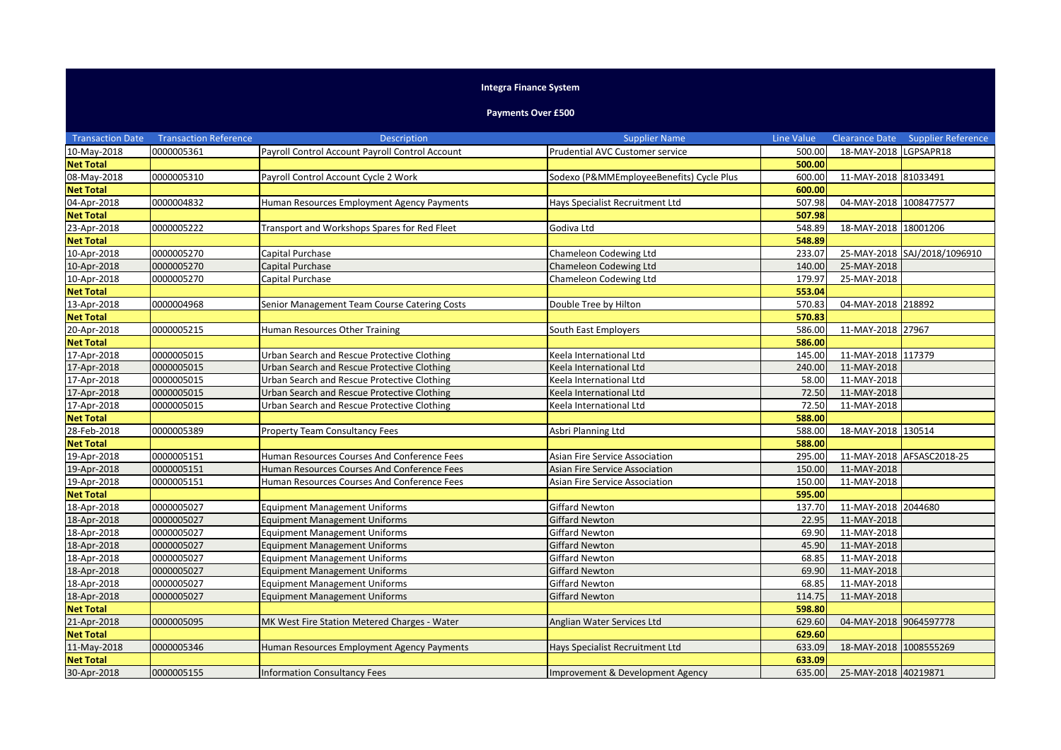# Integra Finance System

## Payments Over £500

| Transaction Date | Transaction Reference | Description | Supplier Name | Line Value | Clearance Date | Supplier Reference |
|---|---|---|---|---|---|---|
| 10-May-2018 | 0000005361 | Payroll Control Account Payroll Control Account | Prudential AVC Customer service | 500.00 | 18-MAY-2018 | LGPSAPR18 |
| **Net Total** | | | | **500.00** | | |
| 08-May-2018 | 0000005310 | Payroll Control Account Cycle 2 Work | Sodexo (P&MMEmployeeBenefits) Cycle Plus | 600.00 | 11-MAY-2018 | 81033491 |
| **Net Total** | | | | **600.00** | | |
| 04-Apr-2018 | 0000004832 | Human Resources Employment Agency Payments | Hays Specialist Recruitment Ltd | 507.98 | 04-MAY-2018 | 1008477577 |
| **Net Total** | | | | **507.98** | | |
| 23-Apr-2018 | 0000005222 | Transport and Workshops Spares for Red Fleet | Godiva Ltd | 548.89 | 18-MAY-2018 | 18001206 |
| **Net Total** | | | | **548.89** | | |
| 10-Apr-2018 | 0000005270 | Capital Purchase | Chameleon Codewing Ltd | 233.07 | 25-MAY-2018 | SAJ/2018/1096910 |
| 10-Apr-2018 | 0000005270 | Capital Purchase | Chameleon Codewing Ltd | 140.00 | 25-MAY-2018 | |
| 10-Apr-2018 | 0000005270 | Capital Purchase | Chameleon Codewing Ltd | 179.97 | 25-MAY-2018 | |
| **Net Total** | | | | **553.04** | | |
| 13-Apr-2018 | 0000004968 | Senior Management Team Course Catering Costs | Double Tree by Hilton | 570.83 | 04-MAY-2018 | 218892 |
| **Net Total** | | | | **570.83** | | |
| 20-Apr-2018 | 0000005215 | Human Resources Other Training | South East Employers | 586.00 | 11-MAY-2018 | 27967 |
| **Net Total** | | | | **586.00** | | |
| 17-Apr-2018 | 0000005015 | Urban Search and Rescue Protective Clothing | Keela International Ltd | 145.00 | 11-MAY-2018 | 117379 |
| 17-Apr-2018 | 0000005015 | Urban Search and Rescue Protective Clothing | Keela International Ltd | 240.00 | 11-MAY-2018 | |
| 17-Apr-2018 | 0000005015 | Urban Search and Rescue Protective Clothing | Keela International Ltd | 58.00 | 11-MAY-2018 | |
| 17-Apr-2018 | 0000005015 | Urban Search and Rescue Protective Clothing | Keela International Ltd | 72.50 | 11-MAY-2018 | |
| 17-Apr-2018 | 0000005015 | Urban Search and Rescue Protective Clothing | Keela International Ltd | 72.50 | 11-MAY-2018 | |
| **Net Total** | | | | **588.00** | | |
| 28-Feb-2018 | 0000005389 | Property Team Consultancy Fees | Asbri Planning Ltd | 588.00 | 18-MAY-2018 | 130514 |
| **Net Total** | | | | **588.00** | | |
| 19-Apr-2018 | 0000005151 | Human Resources Courses And Conference Fees | Asian Fire Service Association | 295.00 | 11-MAY-2018 | AFSASC2018-25 |
| 19-Apr-2018 | 0000005151 | Human Resources Courses And Conference Fees | Asian Fire Service Association | 150.00 | 11-MAY-2018 | |
| 19-Apr-2018 | 0000005151 | Human Resources Courses And Conference Fees | Asian Fire Service Association | 150.00 | 11-MAY-2018 | |
| **Net Total** | | | | **595.00** | | |
| 18-Apr-2018 | 0000005027 | Equipment Management Uniforms | Giffard Newton | 137.70 | 11-MAY-2018 | 2044680 |
| 18-Apr-2018 | 0000005027 | Equipment Management Uniforms | Giffard Newton | 22.95 | 11-MAY-2018 | |
| 18-Apr-2018 | 0000005027 | Equipment Management Uniforms | Giffard Newton | 69.90 | 11-MAY-2018 | |
| 18-Apr-2018 | 0000005027 | Equipment Management Uniforms | Giffard Newton | 45.90 | 11-MAY-2018 | |
| 18-Apr-2018 | 0000005027 | Equipment Management Uniforms | Giffard Newton | 68.85 | 11-MAY-2018 | |
| 18-Apr-2018 | 0000005027 | Equipment Management Uniforms | Giffard Newton | 69.90 | 11-MAY-2018 | |
| 18-Apr-2018 | 0000005027 | Equipment Management Uniforms | Giffard Newton | 68.85 | 11-MAY-2018 | |
| 18-Apr-2018 | 0000005027 | Equipment Management Uniforms | Giffard Newton | 114.75 | 11-MAY-2018 | |
| **Net Total** | | | | **598.80** | | |
| 21-Apr-2018 | 0000005095 | MK West Fire Station Metered Charges - Water | Anglian Water Services Ltd | 629.60 | 04-MAY-2018 | 9064597778 |
| **Net Total** | | | | **629.60** | | |
| 11-May-2018 | 0000005346 | Human Resources Employment Agency Payments | Hays Specialist Recruitment Ltd | 633.09 | 18-MAY-2018 | 1008555269 |
| **Net Total** | | | | **633.09** | | |
| 30-Apr-2018 | 0000005155 | Information Consultancy Fees | Improvement & Development Agency | 635.00 | 25-MAY-2018 | 40219871 |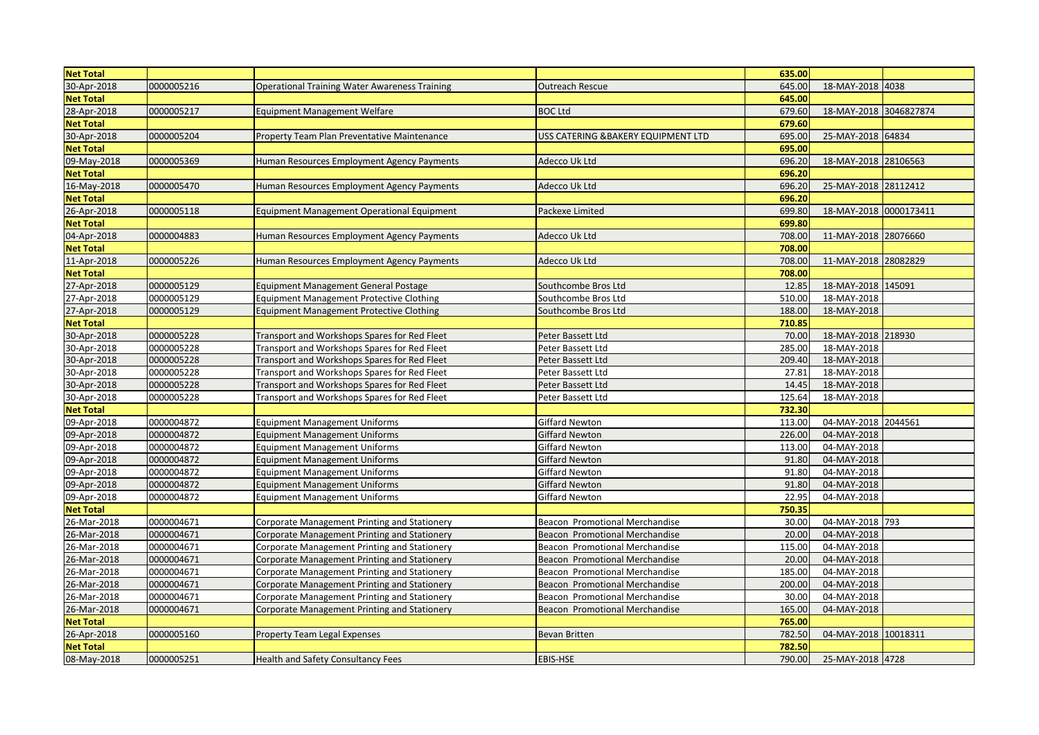| | | | | | | |
|---|---|---|---|---|---|---|
| **Net Total** | | | | **635.00** | | |
| 30-Apr-2018 | 0000005216 | Operational Training Water Awareness Training | Outreach Rescue | 645.00 | 18-MAY-2018 | 4038 |
| **Net Total** | | | | **645.00** | | |
| 28-Apr-2018 | 0000005217 | Equipment Management Welfare | BOC Ltd | 679.60 | 18-MAY-2018 | 3046827874 |
| **Net Total** | | | | **679.60** | | |
| 30-Apr-2018 | 0000005204 | Property Team Plan Preventative Maintenance | USS CATERING &BAKERY EQUIPMENT LTD | 695.00 | 25-MAY-2018 | 64834 |
| **Net Total** | | | | **695.00** | | |
| 09-May-2018 | 0000005369 | Human Resources Employment Agency Payments | Adecco Uk Ltd | 696.20 | 18-MAY-2018 | 28106563 |
| **Net Total** | | | | **696.20** | | |
| 16-May-2018 | 0000005470 | Human Resources Employment Agency Payments | Adecco Uk Ltd | 696.20 | 25-MAY-2018 | 28112412 |
| **Net Total** | | | | **696.20** | | |
| 26-Apr-2018 | 0000005118 | Equipment Management Operational Equipment | Packexe Limited | 699.80 | 18-MAY-2018 | 0000173411 |
| **Net Total** | | | | **699.80** | | |
| 04-Apr-2018 | 0000004883 | Human Resources Employment Agency Payments | Adecco Uk Ltd | 708.00 | 11-MAY-2018 | 28076660 |
| **Net Total** | | | | **708.00** | | |
| 11-Apr-2018 | 0000005226 | Human Resources Employment Agency Payments | Adecco Uk Ltd | 708.00 | 11-MAY-2018 | 28082829 |
| **Net Total** | | | | **708.00** | | |
| 27-Apr-2018 | 0000005129 | Equipment Management General Postage | Southcombe Bros Ltd | 12.85 | 18-MAY-2018 | 145091 |
| 27-Apr-2018 | 0000005129 | Equipment Management Protective Clothing | Southcombe Bros Ltd | 510.00 | 18-MAY-2018 | |
| 27-Apr-2018 | 0000005129 | Equipment Management Protective Clothing | Southcombe Bros Ltd | 188.00 | 18-MAY-2018 | |
| **Net Total** | | | | **710.85** | | |
| 30-Apr-2018 | 0000005228 | Transport and Workshops Spares for Red Fleet | Peter Bassett Ltd | 70.00 | 18-MAY-2018 | 218930 |
| 30-Apr-2018 | 0000005228 | Transport and Workshops Spares for Red Fleet | Peter Bassett Ltd | 285.00 | 18-MAY-2018 | |
| 30-Apr-2018 | 0000005228 | Transport and Workshops Spares for Red Fleet | Peter Bassett Ltd | 209.40 | 18-MAY-2018 | |
| 30-Apr-2018 | 0000005228 | Transport and Workshops Spares for Red Fleet | Peter Bassett Ltd | 27.81 | 18-MAY-2018 | |
| 30-Apr-2018 | 0000005228 | Transport and Workshops Spares for Red Fleet | Peter Bassett Ltd | 14.45 | 18-MAY-2018 | |
| 30-Apr-2018 | 0000005228 | Transport and Workshops Spares for Red Fleet | Peter Bassett Ltd | 125.64 | 18-MAY-2018 | |
| **Net Total** | | | | **732.30** | | |
| 09-Apr-2018 | 0000004872 | Equipment Management Uniforms | Giffard Newton | 113.00 | 04-MAY-2018 | 2044561 |
| 09-Apr-2018 | 0000004872 | Equipment Management Uniforms | Giffard Newton | 226.00 | 04-MAY-2018 | |
| 09-Apr-2018 | 0000004872 | Equipment Management Uniforms | Giffard Newton | 113.00 | 04-MAY-2018 | |
| 09-Apr-2018 | 0000004872 | Equipment Management Uniforms | Giffard Newton | 91.80 | 04-MAY-2018 | |
| 09-Apr-2018 | 0000004872 | Equipment Management Uniforms | Giffard Newton | 91.80 | 04-MAY-2018 | |
| 09-Apr-2018 | 0000004872 | Equipment Management Uniforms | Giffard Newton | 91.80 | 04-MAY-2018 | |
| 09-Apr-2018 | 0000004872 | Equipment Management Uniforms | Giffard Newton | 22.95 | 04-MAY-2018 | |
| **Net Total** | | | | **750.35** | | |
| 26-Mar-2018 | 0000004671 | Corporate Management Printing and Stationery | Beacon Promotional Merchandise | 30.00 | 04-MAY-2018 | 793 |
| 26-Mar-2018 | 0000004671 | Corporate Management Printing and Stationery | Beacon Promotional Merchandise | 20.00 | 04-MAY-2018 | |
| 26-Mar-2018 | 0000004671 | Corporate Management Printing and Stationery | Beacon Promotional Merchandise | 115.00 | 04-MAY-2018 | |
| 26-Mar-2018 | 0000004671 | Corporate Management Printing and Stationery | Beacon Promotional Merchandise | 20.00 | 04-MAY-2018 | |
| 26-Mar-2018 | 0000004671 | Corporate Management Printing and Stationery | Beacon Promotional Merchandise | 185.00 | 04-MAY-2018 | |
| 26-Mar-2018 | 0000004671 | Corporate Management Printing and Stationery | Beacon Promotional Merchandise | 200.00 | 04-MAY-2018 | |
| 26-Mar-2018 | 0000004671 | Corporate Management Printing and Stationery | Beacon Promotional Merchandise | 30.00 | 04-MAY-2018 | |
| 26-Mar-2018 | 0000004671 | Corporate Management Printing and Stationery | Beacon Promotional Merchandise | 165.00 | 04-MAY-2018 | |
| **Net Total** | | | | **765.00** | | |
| 26-Apr-2018 | 0000005160 | Property Team Legal Expenses | Bevan Britten | 782.50 | 04-MAY-2018 | 10018311 |
| **Net Total** | | | | **782.50** | | |
| 08-May-2018 | 0000005251 | Health and Safety Consultancy Fees | EBIS-HSE | 790.00 | 25-MAY-2018 | 4728 |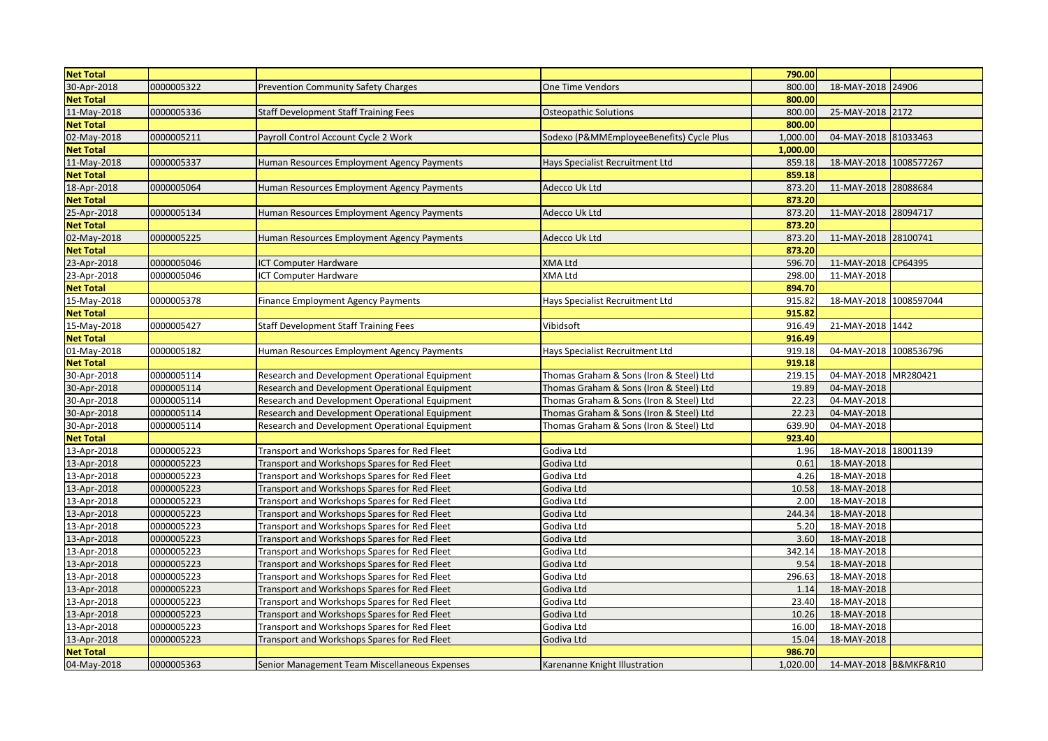| | | | | | | |
|---|---|---|---|---|---|---|
| **Net Total** | | | | **790.00** | | |
| 30-Apr-2018 | 0000005322 | Prevention Community Safety Charges | One Time Vendors | 800.00 | 18-MAY-2018 | 24906 |
| **Net Total** | | | | **800.00** | | |
| 11-May-2018 | 0000005336 | Staff Development Staff Training Fees | Osteopathic Solutions | 800.00 | 25-MAY-2018 | 2172 |
| **Net Total** | | | | **800.00** | | |
| 02-May-2018 | 0000005211 | Payroll Control Account Cycle 2 Work | Sodexo (P&MMEmployeeBenefits) Cycle Plus | 1,000.00 | 04-MAY-2018 | 81033463 |
| **Net Total** | | | | **1,000.00** | | |
| 11-May-2018 | 0000005337 | Human Resources Employment Agency Payments | Hays Specialist Recruitment Ltd | 859.18 | 18-MAY-2018 | 1008577267 |
| **Net Total** | | | | **859.18** | | |
| 18-Apr-2018 | 0000005064 | Human Resources Employment Agency Payments | Adecco Uk Ltd | 873.20 | 11-MAY-2018 | 28088684 |
| **Net Total** | | | | **873.20** | | |
| 25-Apr-2018 | 0000005134 | Human Resources Employment Agency Payments | Adecco Uk Ltd | 873.20 | 11-MAY-2018 | 28094717 |
| **Net Total** | | | | **873.20** | | |
| 02-May-2018 | 0000005225 | Human Resources Employment Agency Payments | Adecco Uk Ltd | 873.20 | 11-MAY-2018 | 28100741 |
| **Net Total** | | | | **873.20** | | |
| 23-Apr-2018 | 0000005046 | ICT Computer Hardware | XMA Ltd | 596.70 | 11-MAY-2018 | CP64395 |
| 23-Apr-2018 | 0000005046 | ICT Computer Hardware | XMA Ltd | 298.00 | 11-MAY-2018 | |
| **Net Total** | | | | **894.70** | | |
| 15-May-2018 | 0000005378 | Finance Employment Agency Payments | Hays Specialist Recruitment Ltd | 915.82 | 18-MAY-2018 | 1008597044 |
| **Net Total** | | | | **915.82** | | |
| 15-May-2018 | 0000005427 | Staff Development Staff Training Fees | Vibidsoft | 916.49 | 21-MAY-2018 | 1442 |
| **Net Total** | | | | **916.49** | | |
| 01-May-2018 | 0000005182 | Human Resources Employment Agency Payments | Hays Specialist Recruitment Ltd | 919.18 | 04-MAY-2018 | 1008536796 |
| **Net Total** | | | | **919.18** | | |
| 30-Apr-2018 | 0000005114 | Research and Development Operational Equipment | Thomas Graham & Sons (Iron & Steel) Ltd | 219.15 | 04-MAY-2018 | MR280421 |
| 30-Apr-2018 | 0000005114 | Research and Development Operational Equipment | Thomas Graham & Sons (Iron & Steel) Ltd | 19.89 | 04-MAY-2018 | |
| 30-Apr-2018 | 0000005114 | Research and Development Operational Equipment | Thomas Graham & Sons (Iron & Steel) Ltd | 22.23 | 04-MAY-2018 | |
| 30-Apr-2018 | 0000005114 | Research and Development Operational Equipment | Thomas Graham & Sons (Iron & Steel) Ltd | 22.23 | 04-MAY-2018 | |
| 30-Apr-2018 | 0000005114 | Research and Development Operational Equipment | Thomas Graham & Sons (Iron & Steel) Ltd | 639.90 | 04-MAY-2018 | |
| **Net Total** | | | | **923.40** | | |
| 13-Apr-2018 | 0000005223 | Transport and Workshops Spares for Red Fleet | Godiva Ltd | 1.96 | 18-MAY-2018 | 18001139 |
| 13-Apr-2018 | 0000005223 | Transport and Workshops Spares for Red Fleet | Godiva Ltd | 0.61 | 18-MAY-2018 | |
| 13-Apr-2018 | 0000005223 | Transport and Workshops Spares for Red Fleet | Godiva Ltd | 4.26 | 18-MAY-2018 | |
| 13-Apr-2018 | 0000005223 | Transport and Workshops Spares for Red Fleet | Godiva Ltd | 10.58 | 18-MAY-2018 | |
| 13-Apr-2018 | 0000005223 | Transport and Workshops Spares for Red Fleet | Godiva Ltd | 2.00 | 18-MAY-2018 | |
| 13-Apr-2018 | 0000005223 | Transport and Workshops Spares for Red Fleet | Godiva Ltd | 244.34 | 18-MAY-2018 | |
| 13-Apr-2018 | 0000005223 | Transport and Workshops Spares for Red Fleet | Godiva Ltd | 5.20 | 18-MAY-2018 | |
| 13-Apr-2018 | 0000005223 | Transport and Workshops Spares for Red Fleet | Godiva Ltd | 3.60 | 18-MAY-2018 | |
| 13-Apr-2018 | 0000005223 | Transport and Workshops Spares for Red Fleet | Godiva Ltd | 342.14 | 18-MAY-2018 | |
| 13-Apr-2018 | 0000005223 | Transport and Workshops Spares for Red Fleet | Godiva Ltd | 9.54 | 18-MAY-2018 | |
| 13-Apr-2018 | 0000005223 | Transport and Workshops Spares for Red Fleet | Godiva Ltd | 296.63 | 18-MAY-2018 | |
| 13-Apr-2018 | 0000005223 | Transport and Workshops Spares for Red Fleet | Godiva Ltd | 1.14 | 18-MAY-2018 | |
| 13-Apr-2018 | 0000005223 | Transport and Workshops Spares for Red Fleet | Godiva Ltd | 23.40 | 18-MAY-2018 | |
| 13-Apr-2018 | 0000005223 | Transport and Workshops Spares for Red Fleet | Godiva Ltd | 10.26 | 18-MAY-2018 | |
| 13-Apr-2018 | 0000005223 | Transport and Workshops Spares for Red Fleet | Godiva Ltd | 16.00 | 18-MAY-2018 | |
| 13-Apr-2018 | 0000005223 | Transport and Workshops Spares for Red Fleet | Godiva Ltd | 15.04 | 18-MAY-2018 | |
| **Net Total** | | | | **986.70** | | |
| 04-May-2018 | 0000005363 | Senior Management Team Miscellaneous Expenses | Karenanne Knight Illustration | 1,020.00 | 14-MAY-2018 | B&MKF&R10 |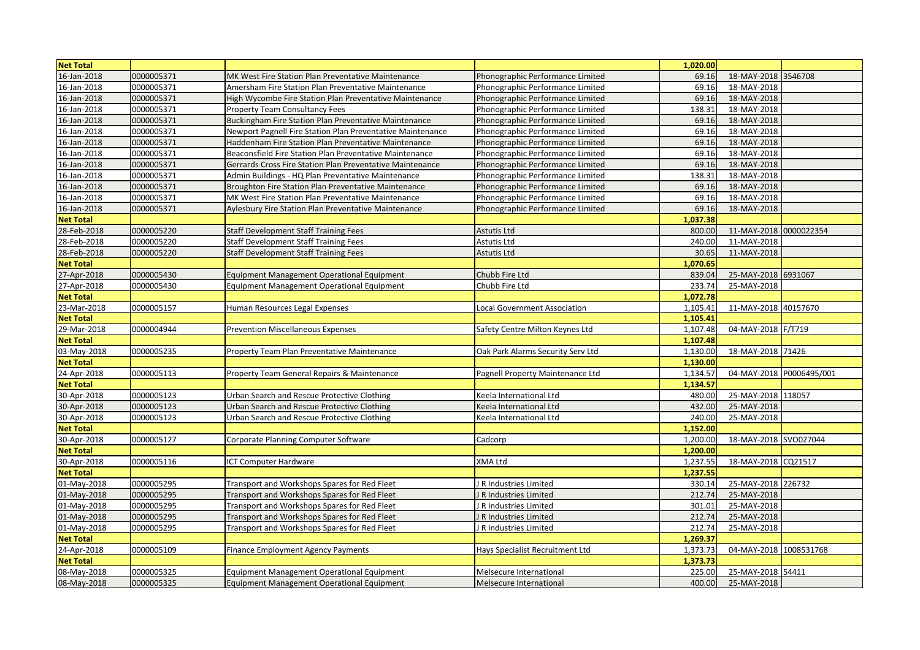| | | | | | | |
|---|---|---|---|---|---|---|
| **Net Total** | | | | **1,020.00** | | |
| 16-Jan-2018 | 0000005371 | MK West Fire Station Plan Preventative Maintenance | Phonographic Performance Limited | 69.16 | 18-MAY-2018 | 3546708 |
| 16-Jan-2018 | 0000005371 | Amersham Fire Station Plan Preventative Maintenance | Phonographic Performance Limited | 69.16 | 18-MAY-2018 | |
| 16-Jan-2018 | 0000005371 | High Wycombe Fire Station Plan Preventative Maintenance | Phonographic Performance Limited | 69.16 | 18-MAY-2018 | |
| 16-Jan-2018 | 0000005371 | Property Team Consultancy Fees | Phonographic Performance Limited | 138.31 | 18-MAY-2018 | |
| 16-Jan-2018 | 0000005371 | Buckingham Fire Station Plan Preventative Maintenance | Phonographic Performance Limited | 69.16 | 18-MAY-2018 | |
| 16-Jan-2018 | 0000005371 | Newport Pagnell Fire Station Plan Preventative Maintenance | Phonographic Performance Limited | 69.16 | 18-MAY-2018 | |
| 16-Jan-2018 | 0000005371 | Haddenham Fire Station Plan Preventative Maintenance | Phonographic Performance Limited | 69.16 | 18-MAY-2018 | |
| 16-Jan-2018 | 0000005371 | Beaconsfield Fire Station Plan Preventative Maintenance | Phonographic Performance Limited | 69.16 | 18-MAY-2018 | |
| 16-Jan-2018 | 0000005371 | Gerrards Cross Fire Station Plan Preventative Maintenance | Phonographic Performance Limited | 69.16 | 18-MAY-2018 | |
| 16-Jan-2018 | 0000005371 | Admin Buildings - HQ Plan Preventative Maintenance | Phonographic Performance Limited | 138.31 | 18-MAY-2018 | |
| 16-Jan-2018 | 0000005371 | Broughton Fire Station Plan Preventative Maintenance | Phonographic Performance Limited | 69.16 | 18-MAY-2018 | |
| 16-Jan-2018 | 0000005371 | MK West Fire Station Plan Preventative Maintenance | Phonographic Performance Limited | 69.16 | 18-MAY-2018 | |
| 16-Jan-2018 | 0000005371 | Aylesbury Fire Station Plan Preventative Maintenance | Phonographic Performance Limited | 69.16 | 18-MAY-2018 | |
| **Net Total** | | | | **1,037.38** | | |
| 28-Feb-2018 | 0000005220 | Staff Development Staff Training Fees | Astutis Ltd | 800.00 | 11-MAY-2018 | 0000022354 |
| 28-Feb-2018 | 0000005220 | Staff Development Staff Training Fees | Astutis Ltd | 240.00 | 11-MAY-2018 | |
| 28-Feb-2018 | 0000005220 | Staff Development Staff Training Fees | Astutis Ltd | 30.65 | 11-MAY-2018 | |
| **Net Total** | | | | **1,070.65** | | |
| 27-Apr-2018 | 0000005430 | Equipment Management Operational Equipment | Chubb Fire Ltd | 839.04 | 25-MAY-2018 | 6931067 |
| 27-Apr-2018 | 0000005430 | Equipment Management Operational Equipment | Chubb Fire Ltd | 233.74 | 25-MAY-2018 | |
| **Net Total** | | | | **1,072.78** | | |
| 23-Mar-2018 | 0000005157 | Human Resources Legal Expenses | Local Government Association | 1,105.41 | 11-MAY-2018 | 40157670 |
| **Net Total** | | | | **1,105.41** | | |
| 29-Mar-2018 | 0000004944 | Prevention Miscellaneous Expenses | Safety Centre Milton Keynes Ltd | 1,107.48 | 04-MAY-2018 | F/T719 |
| **Net Total** | | | | **1,107.48** | | |
| 03-May-2018 | 0000005235 | Property Team Plan Preventative Maintenance | Oak Park Alarms Security Serv Ltd | 1,130.00 | 18-MAY-2018 | 71426 |
| **Net Total** | | | | **1,130.00** | | |
| 24-Apr-2018 | 0000005113 | Property Team General Repairs & Maintenance | Pagnell Property Maintenance Ltd | 1,134.57 | 04-MAY-2018 | P0006495/001 |
| **Net Total** | | | | **1,134.57** | | |
| 30-Apr-2018 | 0000005123 | Urban Search and Rescue Protective Clothing | Keela International Ltd | 480.00 | 25-MAY-2018 | 118057 |
| 30-Apr-2018 | 0000005123 | Urban Search and Rescue Protective Clothing | Keela International Ltd | 432.00 | 25-MAY-2018 | |
| 30-Apr-2018 | 0000005123 | Urban Search and Rescue Protective Clothing | Keela International Ltd | 240.00 | 25-MAY-2018 | |
| **Net Total** | | | | **1,152.00** | | |
| 30-Apr-2018 | 0000005127 | Corporate Planning Computer Software | Cadcorp | 1,200.00 | 18-MAY-2018 | SVO027044 |
| **Net Total** | | | | **1,200.00** | | |
| 30-Apr-2018 | 0000005116 | ICT Computer Hardware | XMA Ltd | 1,237.55 | 18-MAY-2018 | CQ21517 |
| **Net Total** | | | | **1,237.55** | | |
| 01-May-2018 | 0000005295 | Transport and Workshops Spares for Red Fleet | J R Industries Limited | 330.14 | 25-MAY-2018 | 226732 |
| 01-May-2018 | 0000005295 | Transport and Workshops Spares for Red Fleet | J R Industries Limited | 212.74 | 25-MAY-2018 | |
| 01-May-2018 | 0000005295 | Transport and Workshops Spares for Red Fleet | J R Industries Limited | 301.01 | 25-MAY-2018 | |
| 01-May-2018 | 0000005295 | Transport and Workshops Spares for Red Fleet | J R Industries Limited | 212.74 | 25-MAY-2018 | |
| 01-May-2018 | 0000005295 | Transport and Workshops Spares for Red Fleet | J R Industries Limited | 212.74 | 25-MAY-2018 | |
| **Net Total** | | | | **1,269.37** | | |
| 24-Apr-2018 | 0000005109 | Finance Employment Agency Payments | Hays Specialist Recruitment Ltd | 1,373.73 | 04-MAY-2018 | 1008531768 |
| **Net Total** | | | | **1,373.73** | | |
| 08-May-2018 | 0000005325 | Equipment Management Operational Equipment | Melsecure International | 225.00 | 25-MAY-2018 | 54411 |
| 08-May-2018 | 0000005325 | Equipment Management Operational Equipment | Melsecure International | 400.00 | 25-MAY-2018 | |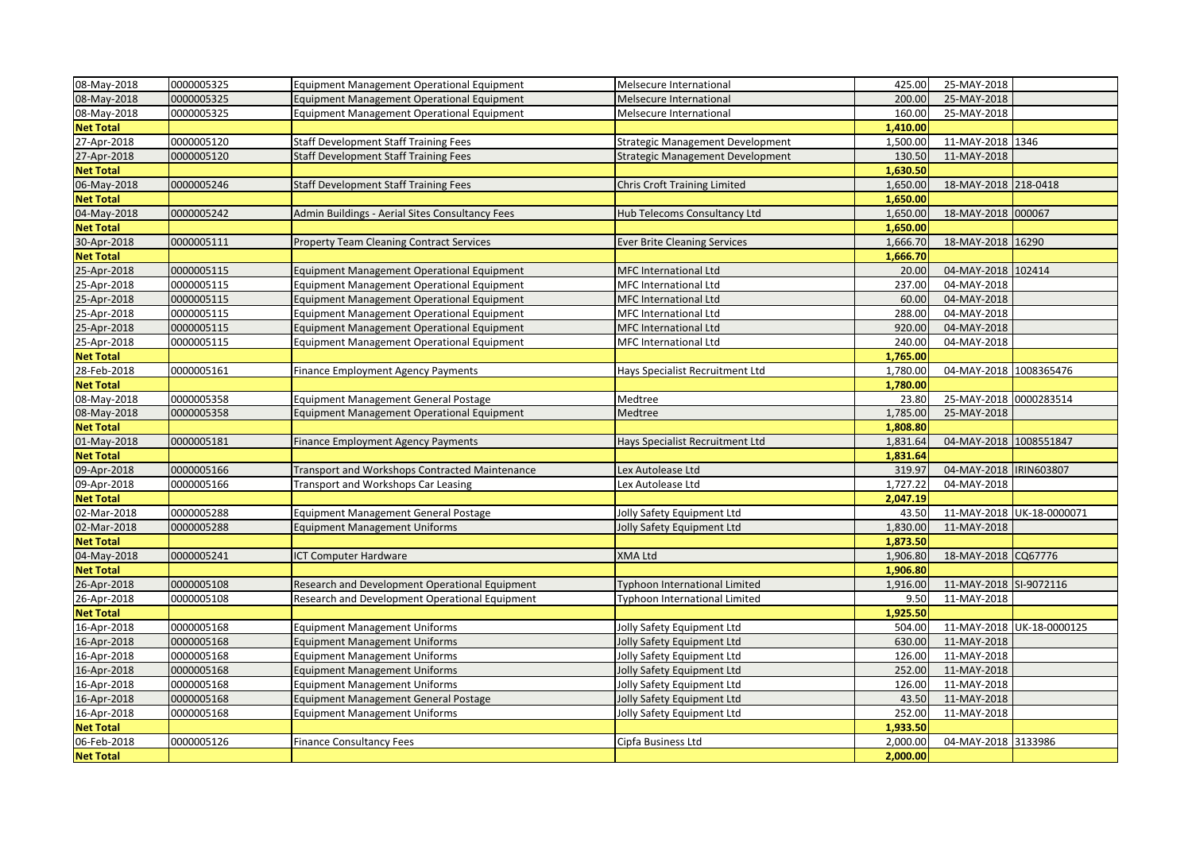| | | | | | | |
|---|---|---|---|---|---|---|
| 08-May-2018 | 0000005325 | Equipment Management Operational Equipment | Melsecure International | 425.00 | 25-MAY-2018 | |
| 08-May-2018 | 0000005325 | Equipment Management Operational Equipment | Melsecure International | 200.00 | 25-MAY-2018 | |
| 08-May-2018 | 0000005325 | Equipment Management Operational Equipment | Melsecure International | 160.00 | 25-MAY-2018 | |
| **Net Total** | | | | **1,410.00** | | |
| 27-Apr-2018 | 0000005120 | Staff Development Staff Training Fees | Strategic Management Development | 1,500.00 | 11-MAY-2018 | 1346 |
| 27-Apr-2018 | 0000005120 | Staff Development Staff Training Fees | Strategic Management Development | 130.50 | 11-MAY-2018 | |
| **Net Total** | | | | **1,630.50** | | |
| 06-May-2018 | 0000005246 | Staff Development Staff Training Fees | Chris Croft Training Limited | 1,650.00 | 18-MAY-2018 | 218-0418 |
| **Net Total** | | | | **1,650.00** | | |
| 04-May-2018 | 0000005242 | Admin Buildings - Aerial Sites Consultancy Fees | Hub Telecoms Consultancy Ltd | 1,650.00 | 18-MAY-2018 | 000067 |
| **Net Total** | | | | **1,650.00** | | |
| 30-Apr-2018 | 0000005111 | Property Team Cleaning Contract Services | Ever Brite Cleaning Services | 1,666.70 | 18-MAY-2018 | 16290 |
| **Net Total** | | | | **1,666.70** | | |
| 25-Apr-2018 | 0000005115 | Equipment Management Operational Equipment | MFC International Ltd | 20.00 | 04-MAY-2018 | 102414 |
| 25-Apr-2018 | 0000005115 | Equipment Management Operational Equipment | MFC International Ltd | 237.00 | 04-MAY-2018 | |
| 25-Apr-2018 | 0000005115 | Equipment Management Operational Equipment | MFC International Ltd | 60.00 | 04-MAY-2018 | |
| 25-Apr-2018 | 0000005115 | Equipment Management Operational Equipment | MFC International Ltd | 288.00 | 04-MAY-2018 | |
| 25-Apr-2018 | 0000005115 | Equipment Management Operational Equipment | MFC International Ltd | 920.00 | 04-MAY-2018 | |
| 25-Apr-2018 | 0000005115 | Equipment Management Operational Equipment | MFC International Ltd | 240.00 | 04-MAY-2018 | |
| **Net Total** | | | | **1,765.00** | | |
| 28-Feb-2018 | 0000005161 | Finance Employment Agency Payments | Hays Specialist Recruitment Ltd | 1,780.00 | 04-MAY-2018 | 1008365476 |
| **Net Total** | | | | **1,780.00** | | |
| 08-May-2018 | 0000005358 | Equipment Management General Postage | Medtree | 23.80 | 25-MAY-2018 | 0000283514 |
| 08-May-2018 | 0000005358 | Equipment Management Operational Equipment | Medtree | 1,785.00 | 25-MAY-2018 | |
| **Net Total** | | | | **1,808.80** | | |
| 01-May-2018 | 0000005181 | Finance Employment Agency Payments | Hays Specialist Recruitment Ltd | 1,831.64 | 04-MAY-2018 | 1008551847 |
| **Net Total** | | | | **1,831.64** | | |
| 09-Apr-2018 | 0000005166 | Transport and Workshops Contracted Maintenance | Lex Autolease Ltd | 319.97 | 04-MAY-2018 | IRIN603807 |
| 09-Apr-2018 | 0000005166 | Transport and Workshops Car Leasing | Lex Autolease Ltd | 1,727.22 | 04-MAY-2018 | |
| **Net Total** | | | | **2,047.19** | | |
| 02-Mar-2018 | 0000005288 | Equipment Management General Postage | Jolly Safety Equipment Ltd | 43.50 | 11-MAY-2018 | UK-18-0000071 |
| 02-Mar-2018 | 0000005288 | Equipment Management Uniforms | Jolly Safety Equipment Ltd | 1,830.00 | 11-MAY-2018 | |
| **Net Total** | | | | **1,873.50** | | |
| 04-May-2018 | 0000005241 | ICT Computer Hardware | XMA Ltd | 1,906.80 | 18-MAY-2018 | CQ67776 |
| **Net Total** | | | | **1,906.80** | | |
| 26-Apr-2018 | 0000005108 | Research and Development Operational Equipment | Typhoon International Limited | 1,916.00 | 11-MAY-2018 | SI-9072116 |
| 26-Apr-2018 | 0000005108 | Research and Development Operational Equipment | Typhoon International Limited | 9.50 | 11-MAY-2018 | |
| **Net Total** | | | | **1,925.50** | | |
| 16-Apr-2018 | 0000005168 | Equipment Management Uniforms | Jolly Safety Equipment Ltd | 504.00 | 11-MAY-2018 | UK-18-0000125 |
| 16-Apr-2018 | 0000005168 | Equipment Management Uniforms | Jolly Safety Equipment Ltd | 630.00 | 11-MAY-2018 | |
| 16-Apr-2018 | 0000005168 | Equipment Management Uniforms | Jolly Safety Equipment Ltd | 126.00 | 11-MAY-2018 | |
| 16-Apr-2018 | 0000005168 | Equipment Management Uniforms | Jolly Safety Equipment Ltd | 252.00 | 11-MAY-2018 | |
| 16-Apr-2018 | 0000005168 | Equipment Management Uniforms | Jolly Safety Equipment Ltd | 126.00 | 11-MAY-2018 | |
| 16-Apr-2018 | 0000005168 | Equipment Management General Postage | Jolly Safety Equipment Ltd | 43.50 | 11-MAY-2018 | |
| 16-Apr-2018 | 0000005168 | Equipment Management Uniforms | Jolly Safety Equipment Ltd | 252.00 | 11-MAY-2018 | |
| **Net Total** | | | | **1,933.50** | | |
| 06-Feb-2018 | 0000005126 | Finance Consultancy Fees | Cipfa Business Ltd | 2,000.00 | 04-MAY-2018 | 3133986 |
| **Net Total** | | | | **2,000.00** | | |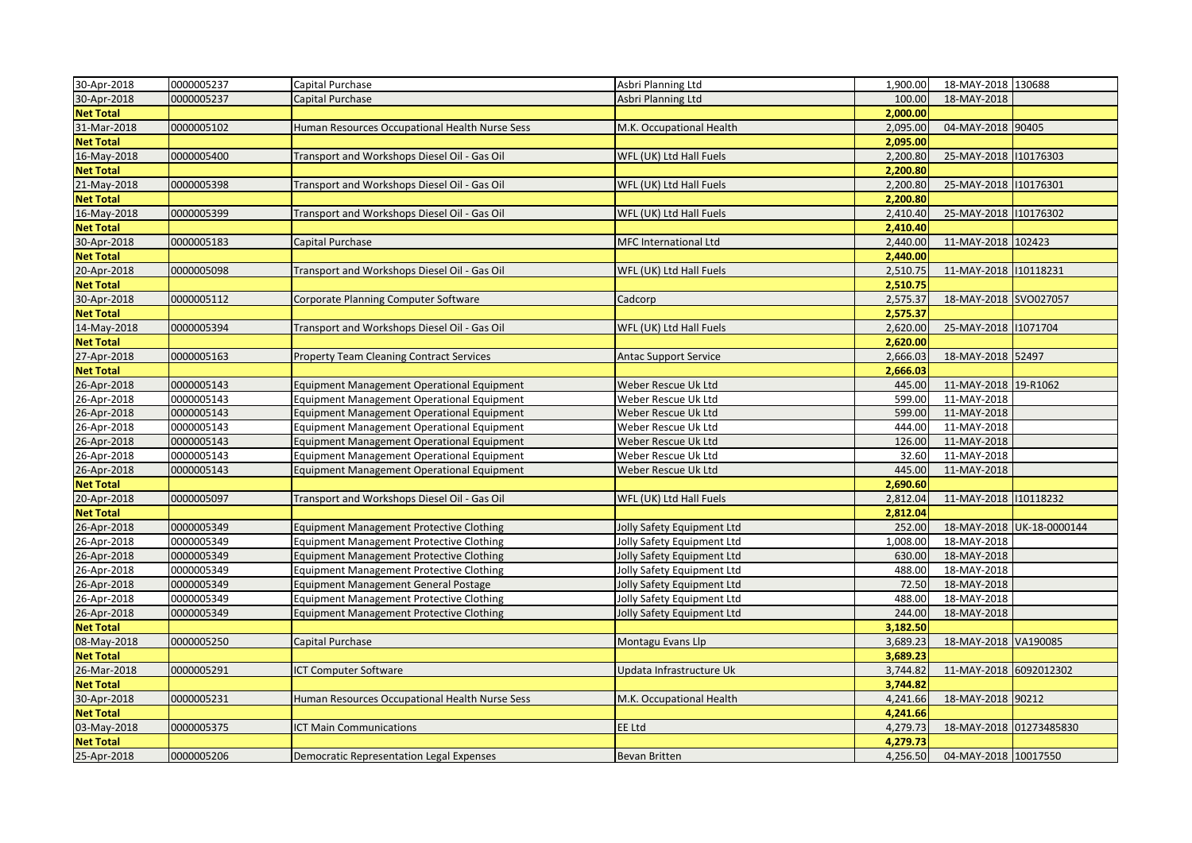| | | | | | | |
|---|---|---|---|---|---|---|
| 30-Apr-2018 | 0000005237 | Capital Purchase | Asbri Planning Ltd | 1,900.00 | 18-MAY-2018 | 130688 |
| 30-Apr-2018 | 0000005237 | Capital Purchase | Asbri Planning Ltd | 100.00 | 18-MAY-2018 | |
| **Net Total** | | | | **2,000.00** | | |
| 31-Mar-2018 | 0000005102 | Human Resources Occupational Health Nurse Sess | M.K. Occupational Health | 2,095.00 | 04-MAY-2018 | 90405 |
| **Net Total** | | | | **2,095.00** | | |
| 16-May-2018 | 0000005400 | Transport and Workshops Diesel Oil - Gas Oil | WFL (UK) Ltd Hall Fuels | 2,200.80 | 25-MAY-2018 | I10176303 |
| **Net Total** | | | | **2,200.80** | | |
| 21-May-2018 | 0000005398 | Transport and Workshops Diesel Oil - Gas Oil | WFL (UK) Ltd Hall Fuels | 2,200.80 | 25-MAY-2018 | I10176301 |
| **Net Total** | | | | **2,200.80** | | |
| 16-May-2018 | 0000005399 | Transport and Workshops Diesel Oil - Gas Oil | WFL (UK) Ltd Hall Fuels | 2,410.40 | 25-MAY-2018 | I10176302 |
| **Net Total** | | | | **2,410.40** | | |
| 30-Apr-2018 | 0000005183 | Capital Purchase | MFC International Ltd | 2,440.00 | 11-MAY-2018 | 102423 |
| **Net Total** | | | | **2,440.00** | | |
| 20-Apr-2018 | 0000005098 | Transport and Workshops Diesel Oil - Gas Oil | WFL (UK) Ltd Hall Fuels | 2,510.75 | 11-MAY-2018 | I10118231 |
| **Net Total** | | | | **2,510.75** | | |
| 30-Apr-2018 | 0000005112 | Corporate Planning Computer Software | Cadcorp | 2,575.37 | 18-MAY-2018 | SVO027057 |
| **Net Total** | | | | **2,575.37** | | |
| 14-May-2018 | 0000005394 | Transport and Workshops Diesel Oil - Gas Oil | WFL (UK) Ltd Hall Fuels | 2,620.00 | 25-MAY-2018 | I1071704 |
| **Net Total** | | | | **2,620.00** | | |
| 27-Apr-2018 | 0000005163 | Property Team Cleaning Contract Services | Antac Support Service | 2,666.03 | 18-MAY-2018 | 52497 |
| **Net Total** | | | | **2,666.03** | | |
| 26-Apr-2018 | 0000005143 | Equipment Management Operational Equipment | Weber Rescue Uk Ltd | 445.00 | 11-MAY-2018 | 19-R1062 |
| 26-Apr-2018 | 0000005143 | Equipment Management Operational Equipment | Weber Rescue Uk Ltd | 599.00 | 11-MAY-2018 | |
| 26-Apr-2018 | 0000005143 | Equipment Management Operational Equipment | Weber Rescue Uk Ltd | 599.00 | 11-MAY-2018 | |
| 26-Apr-2018 | 0000005143 | Equipment Management Operational Equipment | Weber Rescue Uk Ltd | 444.00 | 11-MAY-2018 | |
| 26-Apr-2018 | 0000005143 | Equipment Management Operational Equipment | Weber Rescue Uk Ltd | 126.00 | 11-MAY-2018 | |
| 26-Apr-2018 | 0000005143 | Equipment Management Operational Equipment | Weber Rescue Uk Ltd | 32.60 | 11-MAY-2018 | |
| 26-Apr-2018 | 0000005143 | Equipment Management Operational Equipment | Weber Rescue Uk Ltd | 445.00 | 11-MAY-2018 | |
| **Net Total** | | | | **2,690.60** | | |
| 20-Apr-2018 | 0000005097 | Transport and Workshops Diesel Oil - Gas Oil | WFL (UK) Ltd Hall Fuels | 2,812.04 | 11-MAY-2018 | I10118232 |
| **Net Total** | | | | **2,812.04** | | |
| 26-Apr-2018 | 0000005349 | Equipment Management Protective Clothing | Jolly Safety Equipment Ltd | 252.00 | 18-MAY-2018 | UK-18-0000144 |
| 26-Apr-2018 | 0000005349 | Equipment Management Protective Clothing | Jolly Safety Equipment Ltd | 1,008.00 | 18-MAY-2018 | |
| 26-Apr-2018 | 0000005349 | Equipment Management Protective Clothing | Jolly Safety Equipment Ltd | 630.00 | 18-MAY-2018 | |
| 26-Apr-2018 | 0000005349 | Equipment Management Protective Clothing | Jolly Safety Equipment Ltd | 488.00 | 18-MAY-2018 | |
| 26-Apr-2018 | 0000005349 | Equipment Management General Postage | Jolly Safety Equipment Ltd | 72.50 | 18-MAY-2018 | |
| 26-Apr-2018 | 0000005349 | Equipment Management Protective Clothing | Jolly Safety Equipment Ltd | 488.00 | 18-MAY-2018 | |
| 26-Apr-2018 | 0000005349 | Equipment Management Protective Clothing | Jolly Safety Equipment Ltd | 244.00 | 18-MAY-2018 | |
| **Net Total** | | | | **3,182.50** | | |
| 08-May-2018 | 0000005250 | Capital Purchase | Montagu Evans Llp | 3,689.23 | 18-MAY-2018 | VA190085 |
| **Net Total** | | | | **3,689.23** | | |
| 26-Mar-2018 | 0000005291 | ICT Computer Software | Updata Infrastructure Uk | 3,744.82 | 11-MAY-2018 | 6092012302 |
| **Net Total** | | | | **3,744.82** | | |
| 30-Apr-2018 | 0000005231 | Human Resources Occupational Health Nurse Sess | M.K. Occupational Health | 4,241.66 | 18-MAY-2018 | 90212 |
| **Net Total** | | | | **4,241.66** | | |
| 03-May-2018 | 0000005375 | ICT Main Communications | EE Ltd | 4,279.73 | 18-MAY-2018 | 01273485830 |
| **Net Total** | | | | **4,279.73** | | |
| 25-Apr-2018 | 0000005206 | Democratic Representation Legal Expenses | Bevan Britten | 4,256.50 | 04-MAY-2018 | 10017550 |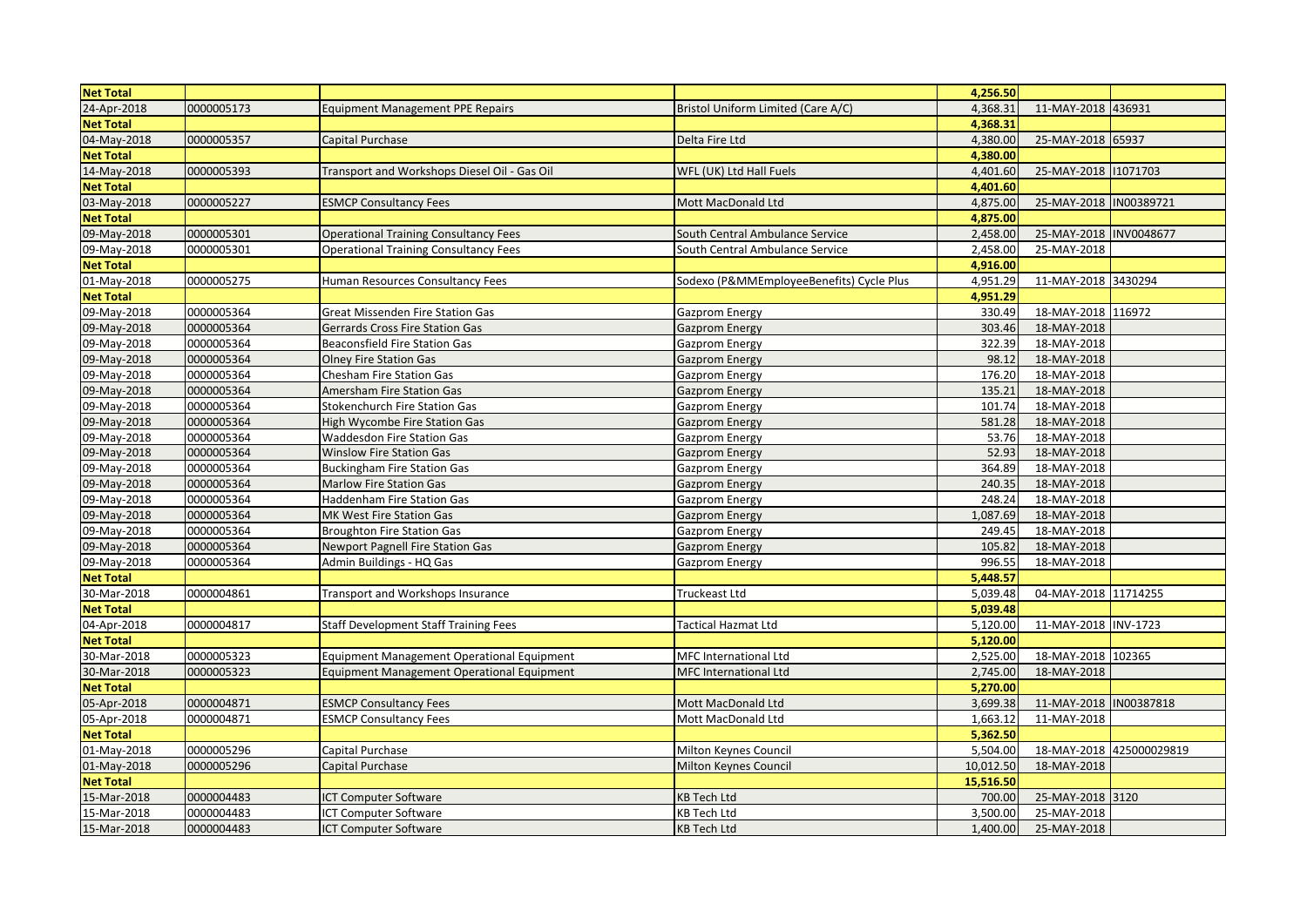| | | | | | | |
|---|---|---|---|---|---|---|
| **Net Total** | | | | **4,256.50** | | |
| 24-Apr-2018 | 0000005173 | Equipment Management PPE Repairs | Bristol Uniform Limited (Care A/C) | 4,368.31 | 11-MAY-2018 | 436931 |
| **Net Total** | | | | **4,368.31** | | |
| 04-May-2018 | 0000005357 | Capital Purchase | Delta Fire Ltd | 4,380.00 | 25-MAY-2018 | 65937 |
| **Net Total** | | | | **4,380.00** | | |
| 14-May-2018 | 0000005393 | Transport and Workshops Diesel Oil - Gas Oil | WFL (UK) Ltd Hall Fuels | 4,401.60 | 25-MAY-2018 | I1071703 |
| **Net Total** | | | | **4,401.60** | | |
| 03-May-2018 | 0000005227 | ESMCP Consultancy Fees | Mott MacDonald Ltd | 4,875.00 | 25-MAY-2018 | IN00389721 |
| **Net Total** | | | | **4,875.00** | | |
| 09-May-2018 | 0000005301 | Operational Training Consultancy Fees | South Central Ambulance Service | 2,458.00 | 25-MAY-2018 | INV0048677 |
| 09-May-2018 | 0000005301 | Operational Training Consultancy Fees | South Central Ambulance Service | 2,458.00 | 25-MAY-2018 | |
| **Net Total** | | | | **4,916.00** | | |
| 01-May-2018 | 0000005275 | Human Resources Consultancy Fees | Sodexo (P&MMEmployeeBenefits) Cycle Plus | 4,951.29 | 11-MAY-2018 | 3430294 |
| **Net Total** | | | | **4,951.29** | | |
| 09-May-2018 | 0000005364 | Great Missenden Fire Station Gas | Gazprom Energy | 330.49 | 18-MAY-2018 | 116972 |
| 09-May-2018 | 0000005364 | Gerrards Cross Fire Station Gas | Gazprom Energy | 303.46 | 18-MAY-2018 | |
| 09-May-2018 | 0000005364 | Beaconsfield Fire Station Gas | Gazprom Energy | 322.39 | 18-MAY-2018 | |
| 09-May-2018 | 0000005364 | Olney Fire Station Gas | Gazprom Energy | 98.12 | 18-MAY-2018 | |
| 09-May-2018 | 0000005364 | Chesham Fire Station Gas | Gazprom Energy | 176.20 | 18-MAY-2018 | |
| 09-May-2018 | 0000005364 | Amersham Fire Station Gas | Gazprom Energy | 135.21 | 18-MAY-2018 | |
| 09-May-2018 | 0000005364 | Stokenchurch Fire Station Gas | Gazprom Energy | 101.74 | 18-MAY-2018 | |
| 09-May-2018 | 0000005364 | High Wycombe Fire Station Gas | Gazprom Energy | 581.28 | 18-MAY-2018 | |
| 09-May-2018 | 0000005364 | Waddesdon Fire Station Gas | Gazprom Energy | 53.76 | 18-MAY-2018 | |
| 09-May-2018 | 0000005364 | Winslow Fire Station Gas | Gazprom Energy | 52.93 | 18-MAY-2018 | |
| 09-May-2018 | 0000005364 | Buckingham Fire Station Gas | Gazprom Energy | 364.89 | 18-MAY-2018 | |
| 09-May-2018 | 0000005364 | Marlow Fire Station Gas | Gazprom Energy | 240.35 | 18-MAY-2018 | |
| 09-May-2018 | 0000005364 | Haddenham Fire Station Gas | Gazprom Energy | 248.24 | 18-MAY-2018 | |
| 09-May-2018 | 0000005364 | MK West Fire Station Gas | Gazprom Energy | 1,087.69 | 18-MAY-2018 | |
| 09-May-2018 | 0000005364 | Broughton Fire Station Gas | Gazprom Energy | 249.45 | 18-MAY-2018 | |
| 09-May-2018 | 0000005364 | Newport Pagnell Fire Station Gas | Gazprom Energy | 105.82 | 18-MAY-2018 | |
| 09-May-2018 | 0000005364 | Admin Buildings - HQ Gas | Gazprom Energy | 996.55 | 18-MAY-2018 | |
| **Net Total** | | | | **5,448.57** | | |
| 30-Mar-2018 | 0000004861 | Transport and Workshops Insurance | Truckeast Ltd | 5,039.48 | 04-MAY-2018 | 11714255 |
| **Net Total** | | | | **5,039.48** | | |
| 04-Apr-2018 | 0000004817 | Staff Development Staff Training Fees | Tactical Hazmat Ltd | 5,120.00 | 11-MAY-2018 | INV-1723 |
| **Net Total** | | | | **5,120.00** | | |
| 30-Mar-2018 | 0000005323 | Equipment Management Operational Equipment | MFC International Ltd | 2,525.00 | 18-MAY-2018 | 102365 |
| 30-Mar-2018 | 0000005323 | Equipment Management Operational Equipment | MFC International Ltd | 2,745.00 | 18-MAY-2018 | |
| **Net Total** | | | | **5,270.00** | | |
| 05-Apr-2018 | 0000004871 | ESMCP Consultancy Fees | Mott MacDonald Ltd | 3,699.38 | 11-MAY-2018 | IN00387818 |
| 05-Apr-2018 | 0000004871 | ESMCP Consultancy Fees | Mott MacDonald Ltd | 1,663.12 | 11-MAY-2018 | |
| **Net Total** | | | | **5,362.50** | | |
| 01-May-2018 | 0000005296 | Capital Purchase | Milton Keynes Council | 5,504.00 | 18-MAY-2018 | 425000029819 |
| 01-May-2018 | 0000005296 | Capital Purchase | Milton Keynes Council | 10,012.50 | 18-MAY-2018 | |
| **Net Total** | | | | **15,516.50** | | |
| 15-Mar-2018 | 0000004483 | ICT Computer Software | KB Tech Ltd | 700.00 | 25-MAY-2018 | 3120 |
| 15-Mar-2018 | 0000004483 | ICT Computer Software | KB Tech Ltd | 3,500.00 | 25-MAY-2018 | |
| 15-Mar-2018 | 0000004483 | ICT Computer Software | KB Tech Ltd | 1,400.00 | 25-MAY-2018 | |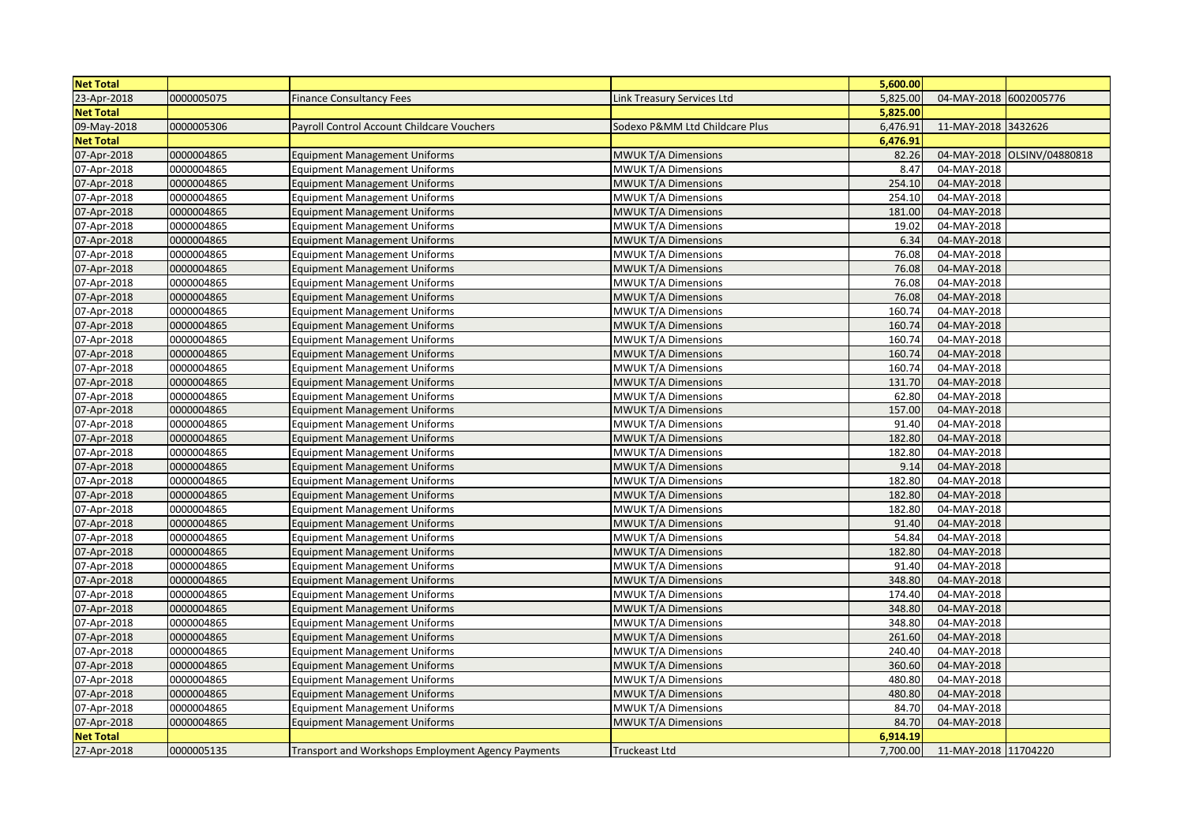| | | | | | | |
|---|---|---|---|---|---|---|
| **Net Total** | | | | **5,600.00** | | |
| 23-Apr-2018 | 0000005075 | Finance Consultancy Fees | Link Treasury Services Ltd | 5,825.00 | 04-MAY-2018 | 6002005776 |
| **Net Total** | | | | **5,825.00** | | |
| 09-May-2018 | 0000005306 | Payroll Control Account Childcare Vouchers | Sodexo P&MM Ltd Childcare Plus | 6,476.91 | 11-MAY-2018 | 3432626 |
| **Net Total** | | | | **6,476.91** | | |
| 07-Apr-2018 | 0000004865 | Equipment Management Uniforms | MWUK T/A Dimensions | 82.26 | 04-MAY-2018 | OLSINV/04880818 |
| 07-Apr-2018 | 0000004865 | Equipment Management Uniforms | MWUK T/A Dimensions | 8.47 | 04-MAY-2018 | |
| 07-Apr-2018 | 0000004865 | Equipment Management Uniforms | MWUK T/A Dimensions | 254.10 | 04-MAY-2018 | |
| 07-Apr-2018 | 0000004865 | Equipment Management Uniforms | MWUK T/A Dimensions | 254.10 | 04-MAY-2018 | |
| 07-Apr-2018 | 0000004865 | Equipment Management Uniforms | MWUK T/A Dimensions | 181.00 | 04-MAY-2018 | |
| 07-Apr-2018 | 0000004865 | Equipment Management Uniforms | MWUK T/A Dimensions | 19.02 | 04-MAY-2018 | |
| 07-Apr-2018 | 0000004865 | Equipment Management Uniforms | MWUK T/A Dimensions | 6.34 | 04-MAY-2018 | |
| 07-Apr-2018 | 0000004865 | Equipment Management Uniforms | MWUK T/A Dimensions | 76.08 | 04-MAY-2018 | |
| 07-Apr-2018 | 0000004865 | Equipment Management Uniforms | MWUK T/A Dimensions | 76.08 | 04-MAY-2018 | |
| 07-Apr-2018 | 0000004865 | Equipment Management Uniforms | MWUK T/A Dimensions | 76.08 | 04-MAY-2018 | |
| 07-Apr-2018 | 0000004865 | Equipment Management Uniforms | MWUK T/A Dimensions | 76.08 | 04-MAY-2018 | |
| 07-Apr-2018 | 0000004865 | Equipment Management Uniforms | MWUK T/A Dimensions | 160.74 | 04-MAY-2018 | |
| 07-Apr-2018 | 0000004865 | Equipment Management Uniforms | MWUK T/A Dimensions | 160.74 | 04-MAY-2018 | |
| 07-Apr-2018 | 0000004865 | Equipment Management Uniforms | MWUK T/A Dimensions | 160.74 | 04-MAY-2018 | |
| 07-Apr-2018 | 0000004865 | Equipment Management Uniforms | MWUK T/A Dimensions | 160.74 | 04-MAY-2018 | |
| 07-Apr-2018 | 0000004865 | Equipment Management Uniforms | MWUK T/A Dimensions | 160.74 | 04-MAY-2018 | |
| 07-Apr-2018 | 0000004865 | Equipment Management Uniforms | MWUK T/A Dimensions | 131.70 | 04-MAY-2018 | |
| 07-Apr-2018 | 0000004865 | Equipment Management Uniforms | MWUK T/A Dimensions | 62.80 | 04-MAY-2018 | |
| 07-Apr-2018 | 0000004865 | Equipment Management Uniforms | MWUK T/A Dimensions | 157.00 | 04-MAY-2018 | |
| 07-Apr-2018 | 0000004865 | Equipment Management Uniforms | MWUK T/A Dimensions | 91.40 | 04-MAY-2018 | |
| 07-Apr-2018 | 0000004865 | Equipment Management Uniforms | MWUK T/A Dimensions | 182.80 | 04-MAY-2018 | |
| 07-Apr-2018 | 0000004865 | Equipment Management Uniforms | MWUK T/A Dimensions | 182.80 | 04-MAY-2018 | |
| 07-Apr-2018 | 0000004865 | Equipment Management Uniforms | MWUK T/A Dimensions | 9.14 | 04-MAY-2018 | |
| 07-Apr-2018 | 0000004865 | Equipment Management Uniforms | MWUK T/A Dimensions | 182.80 | 04-MAY-2018 | |
| 07-Apr-2018 | 0000004865 | Equipment Management Uniforms | MWUK T/A Dimensions | 182.80 | 04-MAY-2018 | |
| 07-Apr-2018 | 0000004865 | Equipment Management Uniforms | MWUK T/A Dimensions | 182.80 | 04-MAY-2018 | |
| 07-Apr-2018 | 0000004865 | Equipment Management Uniforms | MWUK T/A Dimensions | 91.40 | 04-MAY-2018 | |
| 07-Apr-2018 | 0000004865 | Equipment Management Uniforms | MWUK T/A Dimensions | 54.84 | 04-MAY-2018 | |
| 07-Apr-2018 | 0000004865 | Equipment Management Uniforms | MWUK T/A Dimensions | 182.80 | 04-MAY-2018 | |
| 07-Apr-2018 | 0000004865 | Equipment Management Uniforms | MWUK T/A Dimensions | 91.40 | 04-MAY-2018 | |
| 07-Apr-2018 | 0000004865 | Equipment Management Uniforms | MWUK T/A Dimensions | 348.80 | 04-MAY-2018 | |
| 07-Apr-2018 | 0000004865 | Equipment Management Uniforms | MWUK T/A Dimensions | 174.40 | 04-MAY-2018 | |
| 07-Apr-2018 | 0000004865 | Equipment Management Uniforms | MWUK T/A Dimensions | 348.80 | 04-MAY-2018 | |
| 07-Apr-2018 | 0000004865 | Equipment Management Uniforms | MWUK T/A Dimensions | 348.80 | 04-MAY-2018 | |
| 07-Apr-2018 | 0000004865 | Equipment Management Uniforms | MWUK T/A Dimensions | 261.60 | 04-MAY-2018 | |
| 07-Apr-2018 | 0000004865 | Equipment Management Uniforms | MWUK T/A Dimensions | 240.40 | 04-MAY-2018 | |
| 07-Apr-2018 | 0000004865 | Equipment Management Uniforms | MWUK T/A Dimensions | 360.60 | 04-MAY-2018 | |
| 07-Apr-2018 | 0000004865 | Equipment Management Uniforms | MWUK T/A Dimensions | 480.80 | 04-MAY-2018 | |
| 07-Apr-2018 | 0000004865 | Equipment Management Uniforms | MWUK T/A Dimensions | 480.80 | 04-MAY-2018 | |
| 07-Apr-2018 | 0000004865 | Equipment Management Uniforms | MWUK T/A Dimensions | 84.70 | 04-MAY-2018 | |
| 07-Apr-2018 | 0000004865 | Equipment Management Uniforms | MWUK T/A Dimensions | 84.70 | 04-MAY-2018 | |
| **Net Total** | | | | **6,914.19** | | |
| 27-Apr-2018 | 0000005135 | Transport and Workshops Employment Agency Payments | Truckeast Ltd | 7,700.00 | 11-MAY-2018 | 11704220 |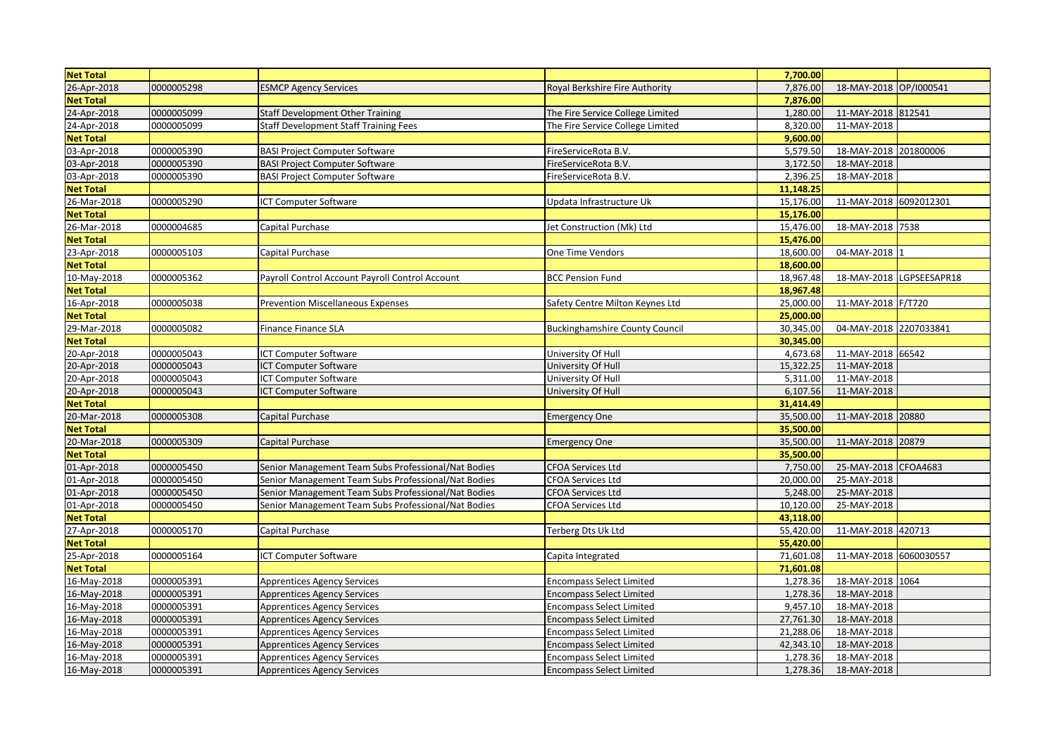| | | | | | | |
|---|---|---|---|---|---|---|
| **Net Total** | | | | **7,700.00** | | |
| 26-Apr-2018 | 0000005298 | ESMCP Agency Services | Royal Berkshire Fire Authority | 7,876.00 | 18-MAY-2018 | OP/I000541 |
| **Net Total** | | | | **7,876.00** | | |
| 24-Apr-2018 | 0000005099 | Staff Development Other Training | The Fire Service College Limited | 1,280.00 | 11-MAY-2018 | 812541 |
| 24-Apr-2018 | 0000005099 | Staff Development Staff Training Fees | The Fire Service College Limited | 8,320.00 | 11-MAY-2018 | |
| **Net Total** | | | | **9,600.00** | | |
| 03-Apr-2018 | 0000005390 | BASI Project Computer Software | FireServiceRota B.V. | 5,579.50 | 18-MAY-2018 | 201800006 |
| 03-Apr-2018 | 0000005390 | BASI Project Computer Software | FireServiceRota B.V. | 3,172.50 | 18-MAY-2018 | |
| 03-Apr-2018 | 0000005390 | BASI Project Computer Software | FireServiceRota B.V. | 2,396.25 | 18-MAY-2018 | |
| **Net Total** | | | | **11,148.25** | | |
| 26-Mar-2018 | 0000005290 | ICT Computer Software | Updata Infrastructure Uk | 15,176.00 | 11-MAY-2018 | 6092012301 |
| **Net Total** | | | | **15,176.00** | | |
| 26-Mar-2018 | 0000004685 | Capital Purchase | Jet Construction (Mk) Ltd | 15,476.00 | 18-MAY-2018 | 7538 |
| **Net Total** | | | | **15,476.00** | | |
| 23-Apr-2018 | 0000005103 | Capital Purchase | One Time Vendors | 18,600.00 | 04-MAY-2018 | 1 |
| **Net Total** | | | | **18,600.00** | | |
| 10-May-2018 | 0000005362 | Payroll Control Account Payroll Control Account | BCC Pension Fund | 18,967.48 | 18-MAY-2018 | LGPSEESAPR18 |
| **Net Total** | | | | **18,967.48** | | |
| 16-Apr-2018 | 0000005038 | Prevention Miscellaneous Expenses | Safety Centre Milton Keynes Ltd | 25,000.00 | 11-MAY-2018 | F/T720 |
| **Net Total** | | | | **25,000.00** | | |
| 29-Mar-2018 | 0000005082 | Finance Finance SLA | Buckinghamshire County Council | 30,345.00 | 04-MAY-2018 | 2207033841 |
| **Net Total** | | | | **30,345.00** | | |
| 20-Apr-2018 | 0000005043 | ICT Computer Software | University Of Hull | 4,673.68 | 11-MAY-2018 | 66542 |
| 20-Apr-2018 | 0000005043 | ICT Computer Software | University Of Hull | 15,322.25 | 11-MAY-2018 | |
| 20-Apr-2018 | 0000005043 | ICT Computer Software | University Of Hull | 5,311.00 | 11-MAY-2018 | |
| 20-Apr-2018 | 0000005043 | ICT Computer Software | University Of Hull | 6,107.56 | 11-MAY-2018 | |
| **Net Total** | | | | **31,414.49** | | |
| 20-Mar-2018 | 0000005308 | Capital Purchase | Emergency One | 35,500.00 | 11-MAY-2018 | 20880 |
| **Net Total** | | | | **35,500.00** | | |
| 20-Mar-2018 | 0000005309 | Capital Purchase | Emergency One | 35,500.00 | 11-MAY-2018 | 20879 |
| **Net Total** | | | | **35,500.00** | | |
| 01-Apr-2018 | 0000005450 | Senior Management Team Subs Professional/Nat Bodies | CFOA Services Ltd | 7,750.00 | 25-MAY-2018 | CFOA4683 |
| 01-Apr-2018 | 0000005450 | Senior Management Team Subs Professional/Nat Bodies | CFOA Services Ltd | 20,000.00 | 25-MAY-2018 | |
| 01-Apr-2018 | 0000005450 | Senior Management Team Subs Professional/Nat Bodies | CFOA Services Ltd | 5,248.00 | 25-MAY-2018 | |
| 01-Apr-2018 | 0000005450 | Senior Management Team Subs Professional/Nat Bodies | CFOA Services Ltd | 10,120.00 | 25-MAY-2018 | |
| **Net Total** | | | | **43,118.00** | | |
| 27-Apr-2018 | 0000005170 | Capital Purchase | Terberg Dts Uk Ltd | 55,420.00 | 11-MAY-2018 | 420713 |
| **Net Total** | | | | **55,420.00** | | |
| 25-Apr-2018 | 0000005164 | ICT Computer Software | Capita Integrated | 71,601.08 | 11-MAY-2018 | 6060030557 |
| **Net Total** | | | | **71,601.08** | | |
| 16-May-2018 | 0000005391 | Apprentices Agency Services | Encompass Select Limited | 1,278.36 | 18-MAY-2018 | 1064 |
| 16-May-2018 | 0000005391 | Apprentices Agency Services | Encompass Select Limited | 1,278.36 | 18-MAY-2018 | |
| 16-May-2018 | 0000005391 | Apprentices Agency Services | Encompass Select Limited | 9,457.10 | 18-MAY-2018 | |
| 16-May-2018 | 0000005391 | Apprentices Agency Services | Encompass Select Limited | 27,761.30 | 18-MAY-2018 | |
| 16-May-2018 | 0000005391 | Apprentices Agency Services | Encompass Select Limited | 21,288.06 | 18-MAY-2018 | |
| 16-May-2018 | 0000005391 | Apprentices Agency Services | Encompass Select Limited | 42,343.10 | 18-MAY-2018 | |
| 16-May-2018 | 0000005391 | Apprentices Agency Services | Encompass Select Limited | 1,278.36 | 18-MAY-2018 | |
| 16-May-2018 | 0000005391 | Apprentices Agency Services | Encompass Select Limited | 1,278.36 | 18-MAY-2018 | |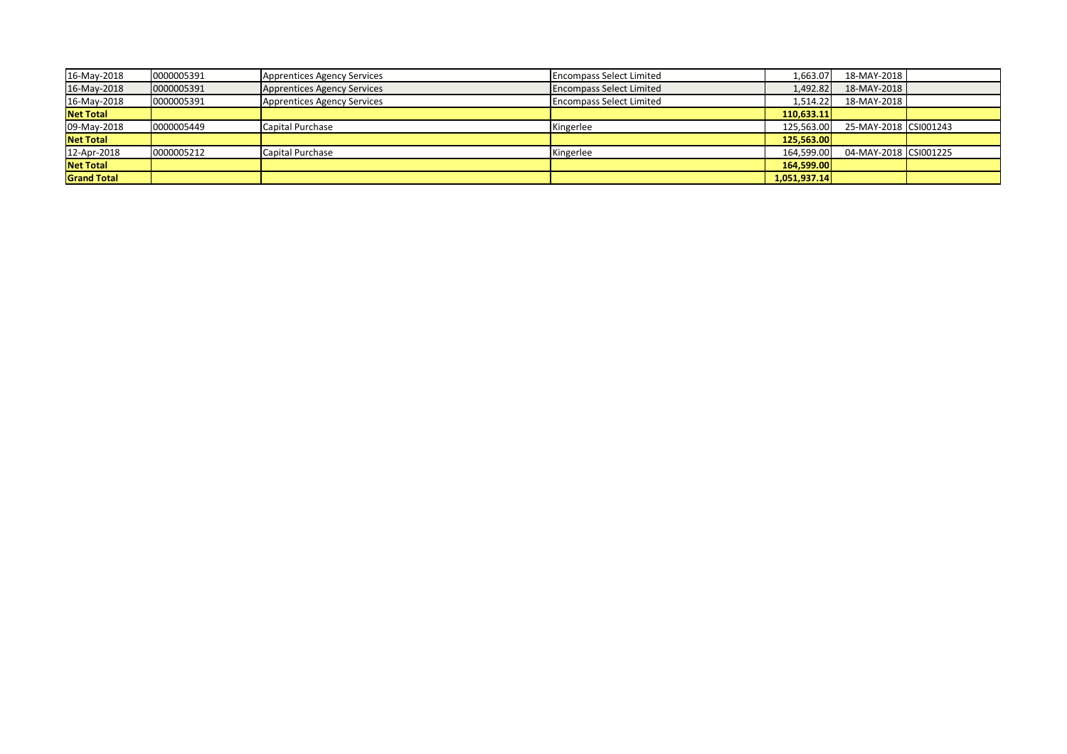| | | | | | | |
|---|---|---|---|---|---|---|
| 16-May-2018 | 0000005391 | Apprentices Agency Services | Encompass Select Limited | 1,663.07 | 18-MAY-2018 | |
| 16-May-2018 | 0000005391 | Apprentices Agency Services | Encompass Select Limited | 1,492.82 | 18-MAY-2018 | |
| 16-May-2018 | 0000005391 | Apprentices Agency Services | Encompass Select Limited | 1,514.22 | 18-MAY-2018 | |
| **Net Total** | | | | **110,633.11** | | |
| 09-May-2018 | 0000005449 | Capital Purchase | Kingerlee | 125,563.00 | 25-MAY-2018 | CSI001243 |
| **Net Total** | | | | **125,563.00** | | |
| 12-Apr-2018 | 0000005212 | Capital Purchase | Kingerlee | 164,599.00 | 04-MAY-2018 | CSI001225 |
| **Net Total** | | | | **164,599.00** | | |
| **Grand Total** | | | | **1,051,937.14** | | |